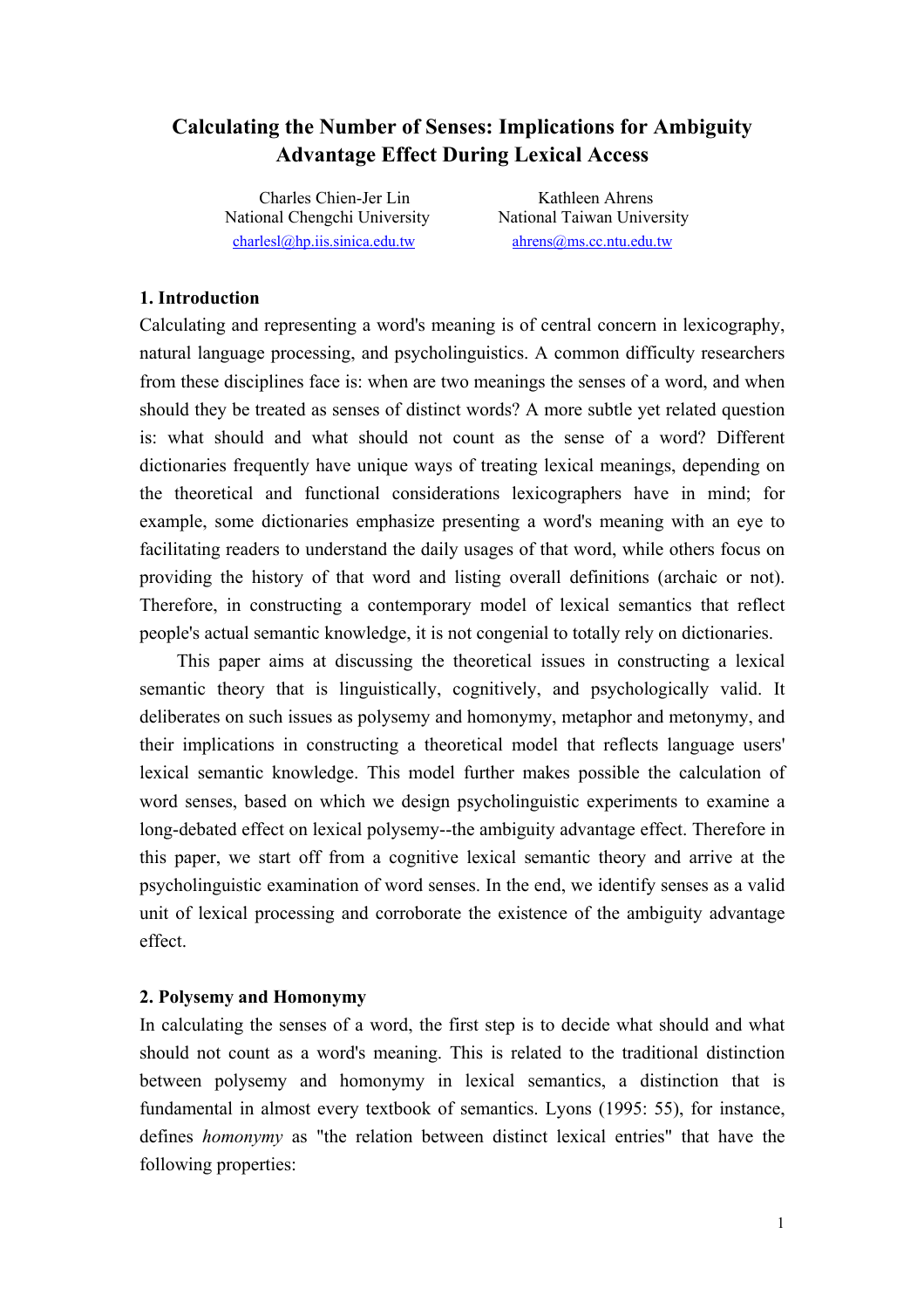# Calculating the Number of Senses: Implications for Ambiguity Advantage Effect During Lexical Access

Charles Chien-Jer Lin
National Chengchi University
charlesl@hp.iis.sinica.edu.tw

Kathleen Ahrens
National Taiwan University
ahrens@ms.cc.ntu.edu.tw

## 1. Introduction

Calculating and representing a word's meaning is of central concern in lexicography, natural language processing, and psycholinguistics. A common difficulty researchers from these disciplines face is: when are two meanings the senses of a word, and when should they be treated as senses of distinct words? A more subtle yet related question is: what should and what should not count as the sense of a word? Different dictionaries frequently have unique ways of treating lexical meanings, depending on the theoretical and functional considerations lexicographers have in mind; for example, some dictionaries emphasize presenting a word's meaning with an eye to facilitating readers to understand the daily usages of that word, while others focus on providing the history of that word and listing overall definitions (archaic or not). Therefore, in constructing a contemporary model of lexical semantics that reflect people's actual semantic knowledge, it is not congenial to totally rely on dictionaries.

This paper aims at discussing the theoretical issues in constructing a lexical semantic theory that is linguistically, cognitively, and psychologically valid. It deliberates on such issues as polysemy and homonymy, metaphor and metonymy, and their implications in constructing a theoretical model that reflects language users' lexical semantic knowledge. This model further makes possible the calculation of word senses, based on which we design psycholinguistic experiments to examine a long-debated effect on lexical polysemy--the ambiguity advantage effect. Therefore in this paper, we start off from a cognitive lexical semantic theory and arrive at the psycholinguistic examination of word senses. In the end, we identify senses as a valid unit of lexical processing and corroborate the existence of the ambiguity advantage effect.

## 2. Polysemy and Homonymy

In calculating the senses of a word, the first step is to decide what should and what should not count as a word's meaning. This is related to the traditional distinction between polysemy and homonymy in lexical semantics, a distinction that is fundamental in almost every textbook of semantics. Lyons (1995: 55), for instance, defines *homonymy* as "the relation between distinct lexical entries" that have the following properties: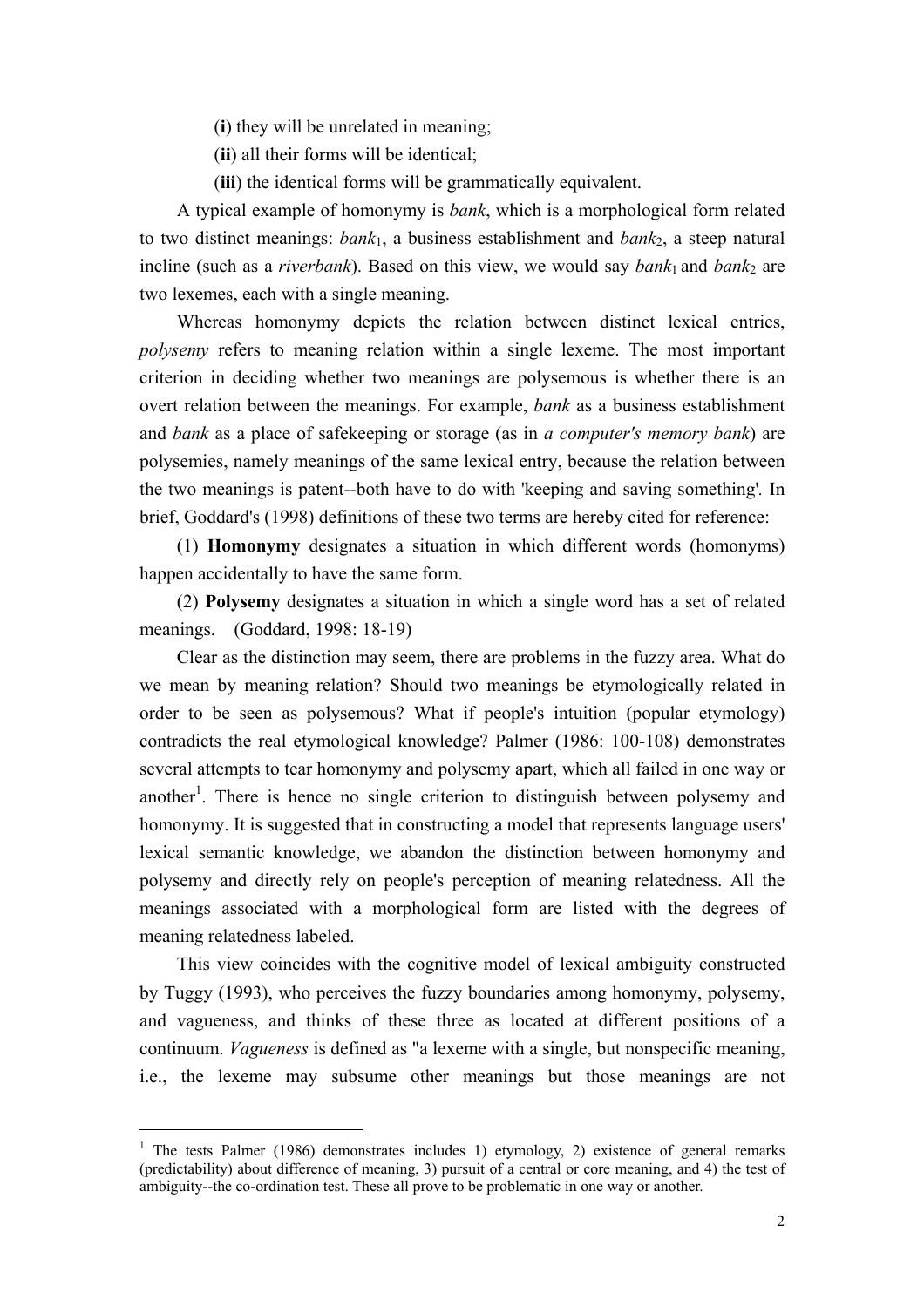(**i**) they will be unrelated in meaning;

(**ii**) all their forms will be identical;

(**iii**) the identical forms will be grammatically equivalent.

A typical example of homonymy is *bank*, which is a morphological form related to two distinct meanings: $bank_1$, a business establishment and $bank_2$, a steep natural incline (such as a *riverbank*). Based on this view, we would say $bank_1$ and $bank_2$ are two lexemes, each with a single meaning.

Whereas homonymy depicts the relation between distinct lexical entries, *polysemy* refers to meaning relation within a single lexeme. The most important criterion in deciding whether two meanings are polysemous is whether there is an overt relation between the meanings. For example, *bank* as a business establishment and *bank* as a place of safekeeping or storage (as in *a computer's memory bank*) are polysemies, namely meanings of the same lexical entry, because the relation between the two meanings is patent--both have to do with 'keeping and saving something'. In brief, Goddard's (1998) definitions of these two terms are hereby cited for reference:

(1) **Homonymy** designates a situation in which different words (homonyms) happen accidentally to have the same form.

(2) **Polysemy** designates a situation in which a single word has a set of related meanings. (Goddard, 1998: 18-19)

Clear as the distinction may seem, there are problems in the fuzzy area. What do we mean by meaning relation? Should two meanings be etymologically related in order to be seen as polysemous? What if people's intuition (popular etymology) contradicts the real etymological knowledge? Palmer (1986: 100-108) demonstrates several attempts to tear homonymy and polysemy apart, which all failed in one way or another[1]. There is hence no single criterion to distinguish between polysemy and homonymy. It is suggested that in constructing a model that represents language users' lexical semantic knowledge, we abandon the distinction between homonymy and polysemy and directly rely on people's perception of meaning relatedness. All the meanings associated with a morphological form are listed with the degrees of meaning relatedness labeled.

This view coincides with the cognitive model of lexical ambiguity constructed by Tuggy (1993), who perceives the fuzzy boundaries among homonymy, polysemy, and vagueness, and thinks of these three as located at different positions of a continuum. *Vagueness* is defined as "a lexeme with a single, but nonspecific meaning, i.e., the lexeme may subsume other meanings but those meanings are not

---

[1] The tests Palmer (1986) demonstrates includes 1) etymology, 2) existence of general remarks (predictability) about difference of meaning, 3) pursuit of a central or core meaning, and 4) the test of ambiguity--the co-ordination test. These all prove to be problematic in one way or another.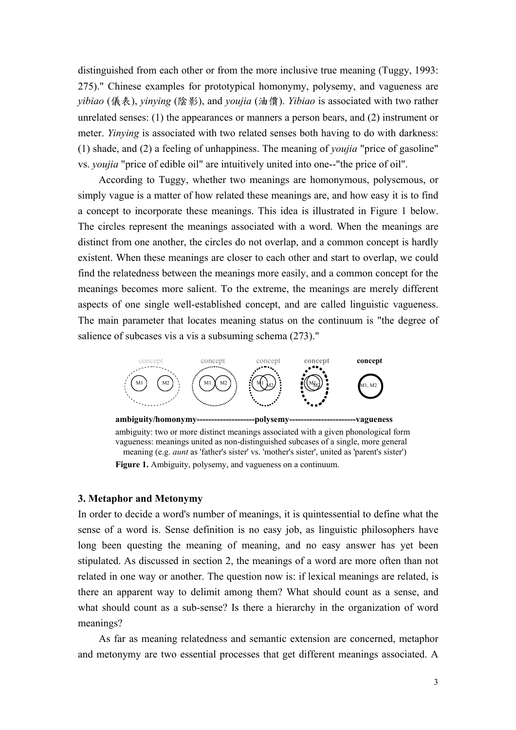distinguished from each other or from the more inclusive true meaning (Tuggy, 1993: 275)." Chinese examples for prototypical homonymy, polysemy, and vagueness are *yibiao* (儀表), *yinying* (陰影), and *youjia* (油價). *Yibiao* is associated with two rather unrelated senses: (1) the appearances or manners a person bears, and (2) instrument or meter. *Yinying* is associated with two related senses both having to do with darkness: (1) shade, and (2) a feeling of unhappiness. The meaning of *youjia* "price of gasoline" vs. *youjia* "price of edible oil" are intuitively united into one--"the price of oil".

According to Tuggy, whether two meanings are homonymous, polysemous, or simply vague is a matter of how related these meanings are, and how easy it is to find a concept to incorporate these meanings. This idea is illustrated in Figure 1 below. The circles represent the meanings associated with a word. When the meanings are distinct from one another, the circles do not overlap, and a common concept is hardly existent. When these meanings are closer to each other and start to overlap, we could find the relatedness between the meanings more easily, and a common concept for the meanings becomes more salient. To the extreme, the meanings are merely different aspects of one single well-established concept, and are called linguistic vagueness. The main parameter that locates meaning status on the continuum is "the degree of salience of subcases vis a vis a subsuming schema (273)."

concept concept concept **concept** **concept**

M1 M2 M1 M2 M1 M2 M1 M2 M1, M2

**ambiguity/homonymy--------------------polysemy-----------------------vagueness**

ambiguity: two or more distinct meanings associated with a given phonological form
vagueness: meanings united as non-distinguished subcases of a single, more general meaning (e.g. *aunt* as 'father's sister' vs. 'mother's sister', united as 'parent's sister')

**Figure 1.** Ambiguity, polysemy, and vagueness on a continuum.

### 3. Metaphor and Metonymy

In order to decide a word's number of meanings, it is quintessential to define what the sense of a word is. Sense definition is no easy job, as linguistic philosophers have long been questing the meaning of meaning, and no easy answer has yet been stipulated. As discussed in section 2, the meanings of a word are more often than not related in one way or another. The question now is: if lexical meanings are related, is there an apparent way to delimit among them? What should count as a sense, and what should count as a sub-sense? Is there a hierarchy in the organization of word meanings?

As far as meaning relatedness and semantic extension are concerned, metaphor and metonymy are two essential processes that get different meanings associated. A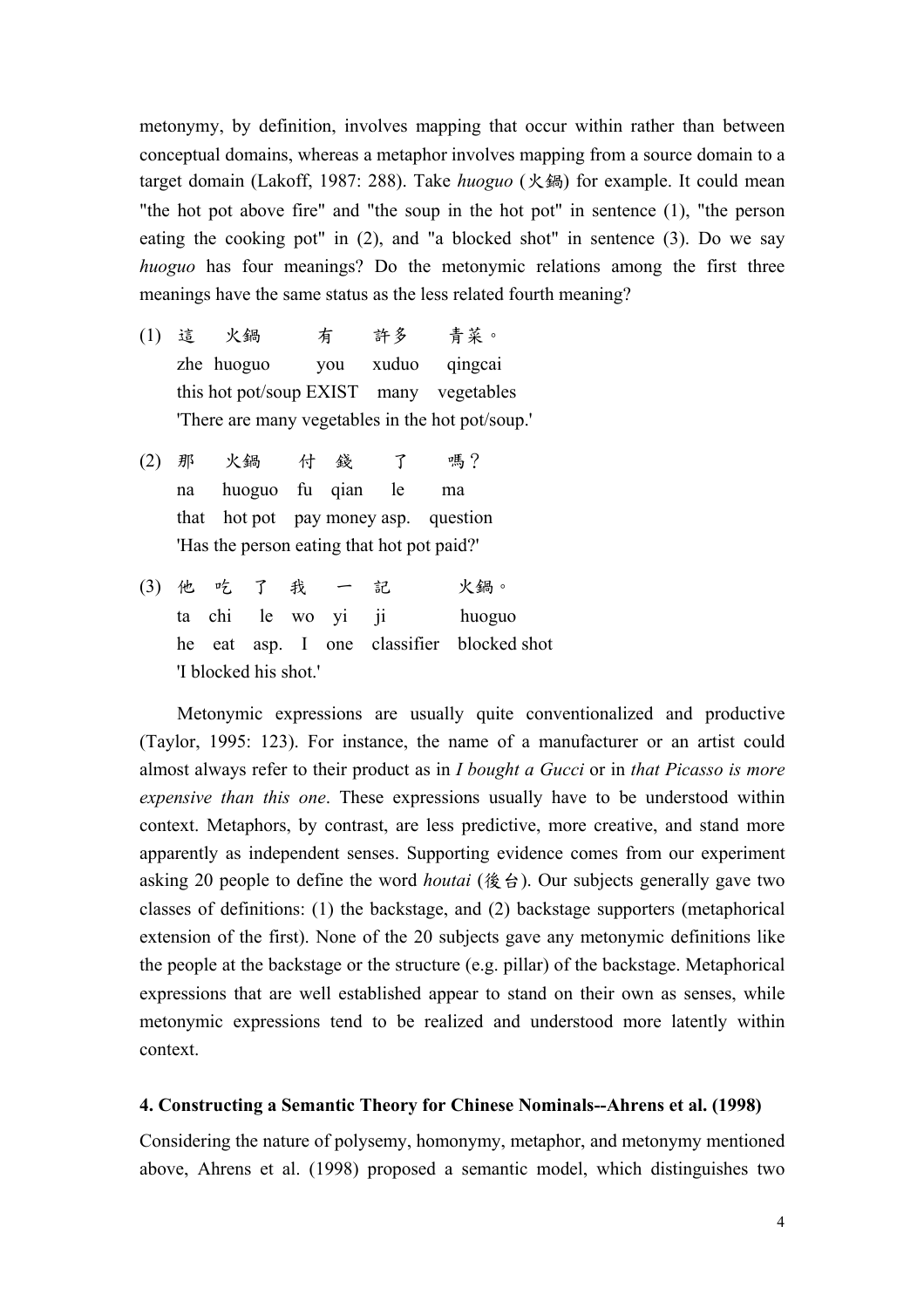metonymy, by definition, involves mapping that occur within rather than between conceptual domains, whereas a metaphor involves mapping from a source domain to a target domain (Lakoff, 1987: 288). Take *huoguo* (火鍋) for example. It could mean "the hot pot above fire" and "the soup in the hot pot" in sentence (1), "the person eating the cooking pot" in (2), and "a blocked shot" in sentence (3). Do we say *huoguo* has four meanings? Do the metonymic relations among the first three meanings have the same status as the less related fourth meaning?

(1) 這 火鍋 有 許多 青菜。
zhe huoguo you xuduo qingcai
this hot pot/soup EXIST many vegetables
'There are many vegetables in the hot pot/soup.'

(2) 那 火鍋 付 錢 了 嗎？
na huoguo fu qian le ma
that hot pot pay money asp. question
'Has the person eating that hot pot paid?'

(3) 他 吃 了 我 一 記 火鍋。
ta chi le wo yi ji huoguo
he eat asp. I one classifier blocked shot
'I blocked his shot.'

Metonymic expressions are usually quite conventionalized and productive (Taylor, 1995: 123). For instance, the name of a manufacturer or an artist could almost always refer to their product as in *I bought a Gucci* or in *that Picasso is more expensive than this one*. These expressions usually have to be understood within context. Metaphors, by contrast, are less predictive, more creative, and stand more apparently as independent senses. Supporting evidence comes from our experiment asking 20 people to define the word *houtai* (後台). Our subjects generally gave two classes of definitions: (1) the backstage, and (2) backstage supporters (metaphorical extension of the first). None of the 20 subjects gave any metonymic definitions like the people at the backstage or the structure (e.g. pillar) of the backstage. Metaphorical expressions that are well established appear to stand on their own as senses, while metonymic expressions tend to be realized and understood more latently within context.

## 4. Constructing a Semantic Theory for Chinese Nominals--Ahrens et al. (1998)

Considering the nature of polysemy, homonymy, metaphor, and metonymy mentioned above, Ahrens et al. (1998) proposed a semantic model, which distinguishes two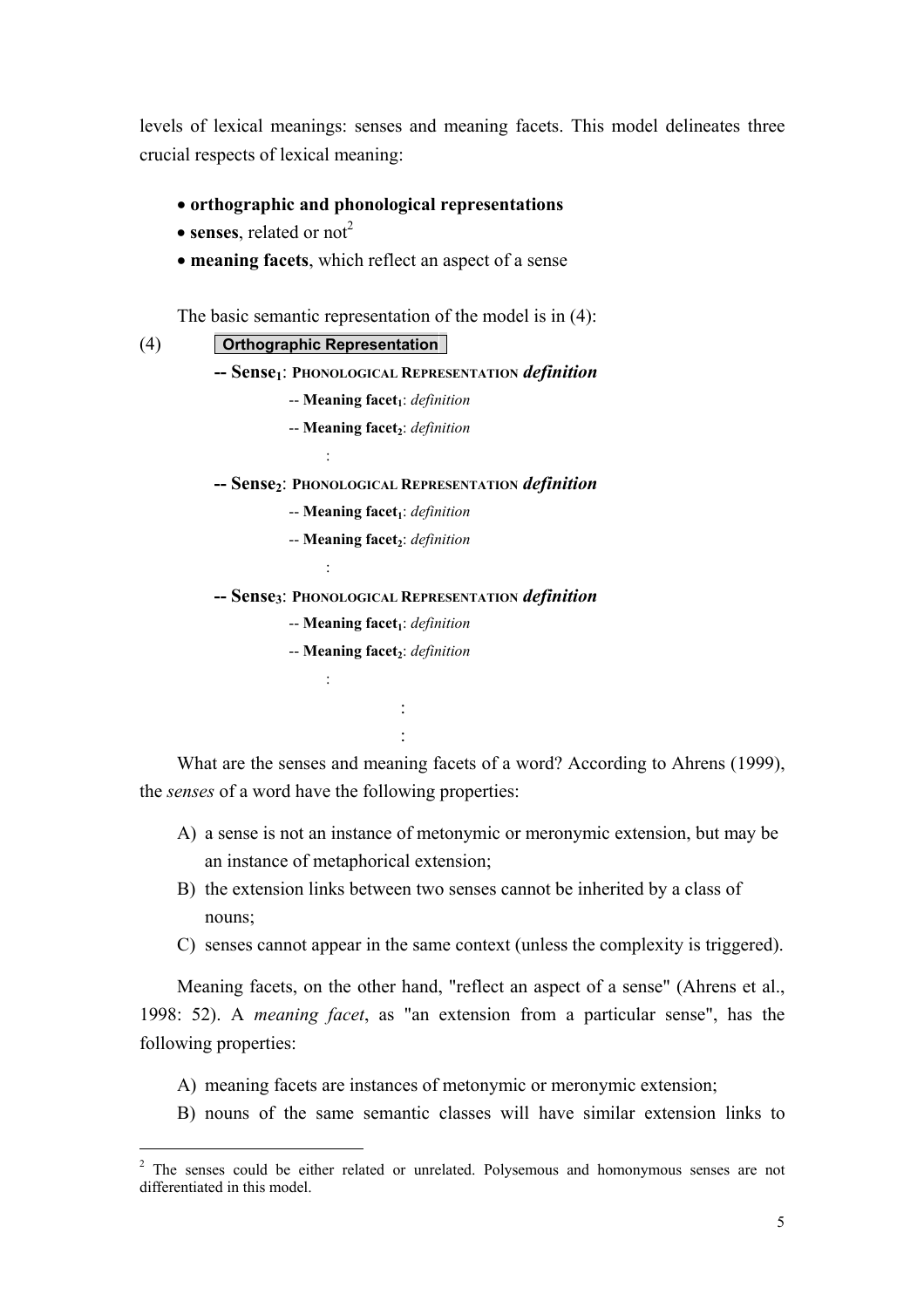levels of lexical meanings: senses and meaning facets. This model delineates three crucial respects of lexical meaning:

- **orthographic and phonological representations**
- **senses**, related or not[2]
- **meaning facets**, which reflect an aspect of a sense

The basic semantic representation of the model is in (4):

(4) **Orthographic Representation**

**-- Sense$_1$**: PHONOLOGICAL REPRESENTATION ***definition***

-- **Meaning facet$_1$**: *definition*

-- **Meaning facet$_2$**: *definition*

:

**-- Sense$_2$**: PHONOLOGICAL REPRESENTATION ***definition***

-- **Meaning facet$_1$**: *definition*

-- **Meaning facet$_2$**: *definition*

:

**-- Sense$_3$**: PHONOLOGICAL REPRESENTATION ***definition***

-- **Meaning facet$_1$**: *definition*

-- **Meaning facet$_2$**: *definition*

:

:

:

What are the senses and meaning facets of a word? According to Ahrens (1999), the *senses* of a word have the following properties:

A) a sense is not an instance of metonymic or meronymic extension, but may be an instance of metaphorical extension;
B) the extension links between two senses cannot be inherited by a class of nouns;
C) senses cannot appear in the same context (unless the complexity is triggered).

Meaning facets, on the other hand, "reflect an aspect of a sense" (Ahrens et al., 1998: 52). A *meaning facet*, as "an extension from a particular sense", has the following properties:

A) meaning facets are instances of metonymic or meronymic extension;
B) nouns of the same semantic classes will have similar extension links to

[2] The senses could be either related or unrelated. Polysemous and homonymous senses are not differentiated in this model.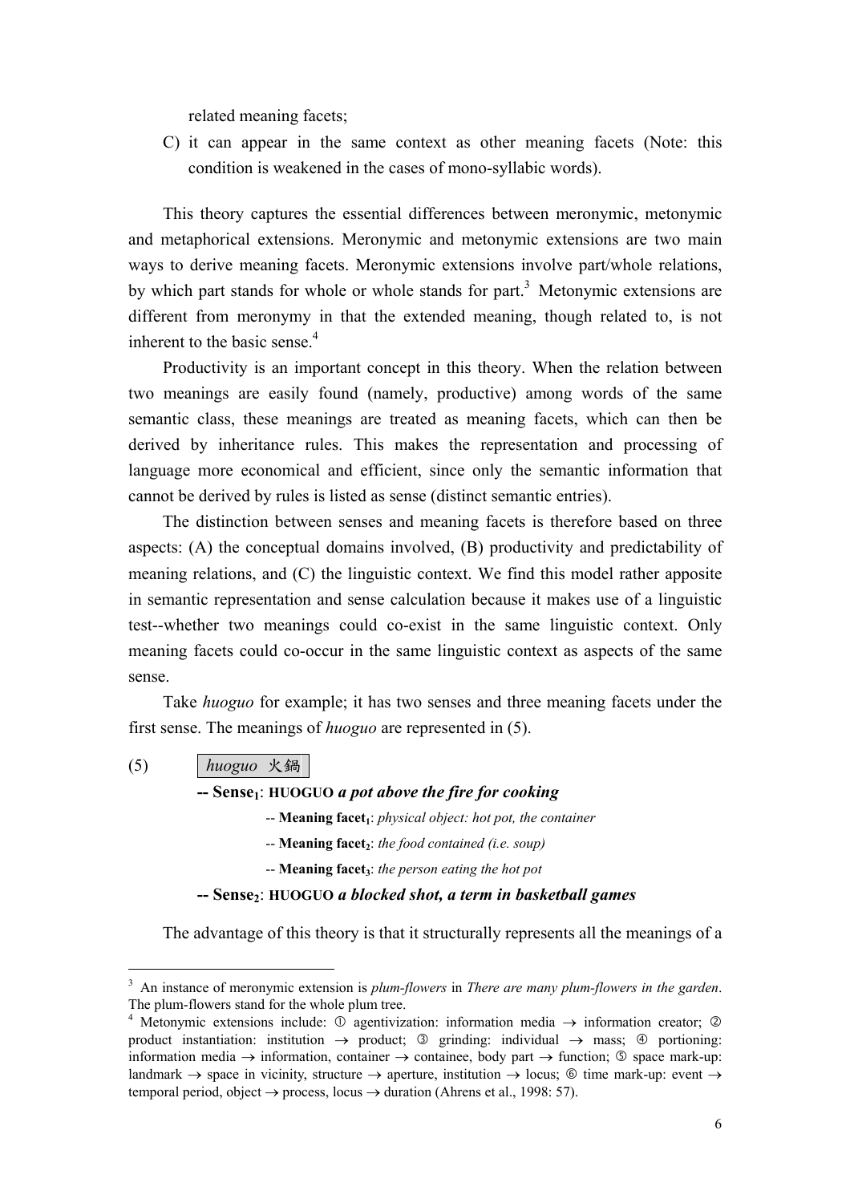related meaning facets;

C) it can appear in the same context as other meaning facets (Note: this condition is weakened in the cases of mono-syllabic words).

This theory captures the essential differences between meronymic, metonymic and metaphorical extensions. Meronymic and metonymic extensions are two main ways to derive meaning facets. Meronymic extensions involve part/whole relations, by which part stands for whole or whole stands for part.[3] Metonymic extensions are different from meronymy in that the extended meaning, though related to, is not inherent to the basic sense.[4]

Productivity is an important concept in this theory. When the relation between two meanings are easily found (namely, productive) among words of the same semantic class, these meanings are treated as meaning facets, which can then be derived by inheritance rules. This makes the representation and processing of language more economical and efficient, since only the semantic information that cannot be derived by rules is listed as sense (distinct semantic entries).

The distinction between senses and meaning facets is therefore based on three aspects: (A) the conceptual domains involved, (B) productivity and predictability of meaning relations, and (C) the linguistic context. We find this model rather apposite in semantic representation and sense calculation because it makes use of a linguistic test--whether two meanings could co-exist in the same linguistic context. Only meaning facets could co-occur in the same linguistic context as aspects of the same sense.

Take *huoguo* for example; it has two senses and three meaning facets under the first sense. The meanings of *huoguo* are represented in (5).

(5) *huoguo* 火鍋

**-- Sense$_1$**: **HUOGUO** ***a pot above the fire for cooking***

-- **Meaning facet$_1$**: *physical object: hot pot, the container*

-- **Meaning facet$_2$**: *the food contained (i.e. soup)*

-- **Meaning facet$_3$**: *the person eating the hot pot*

**-- Sense$_2$**: **HUOGUO** ***a blocked shot, a term in basketball games***

The advantage of this theory is that it structurally represents all the meanings of a

---

[3] An instance of meronymic extension is *plum-flowers* in *There are many plum-flowers in the garden*. The plum-flowers stand for the whole plum tree.

[4] Metonymic extensions include: ① agentivization: information media → information creator; ② product instantiation: institution → product; ③ grinding: individual → mass; ④ portioning: information media → information, container → containee, body part → function; ⑤ space mark-up: landmark → space in vicinity, structure → aperture, institution → locus; ⑥ time mark-up: event → temporal period, object → process, locus → duration (Ahrens et al., 1998: 57).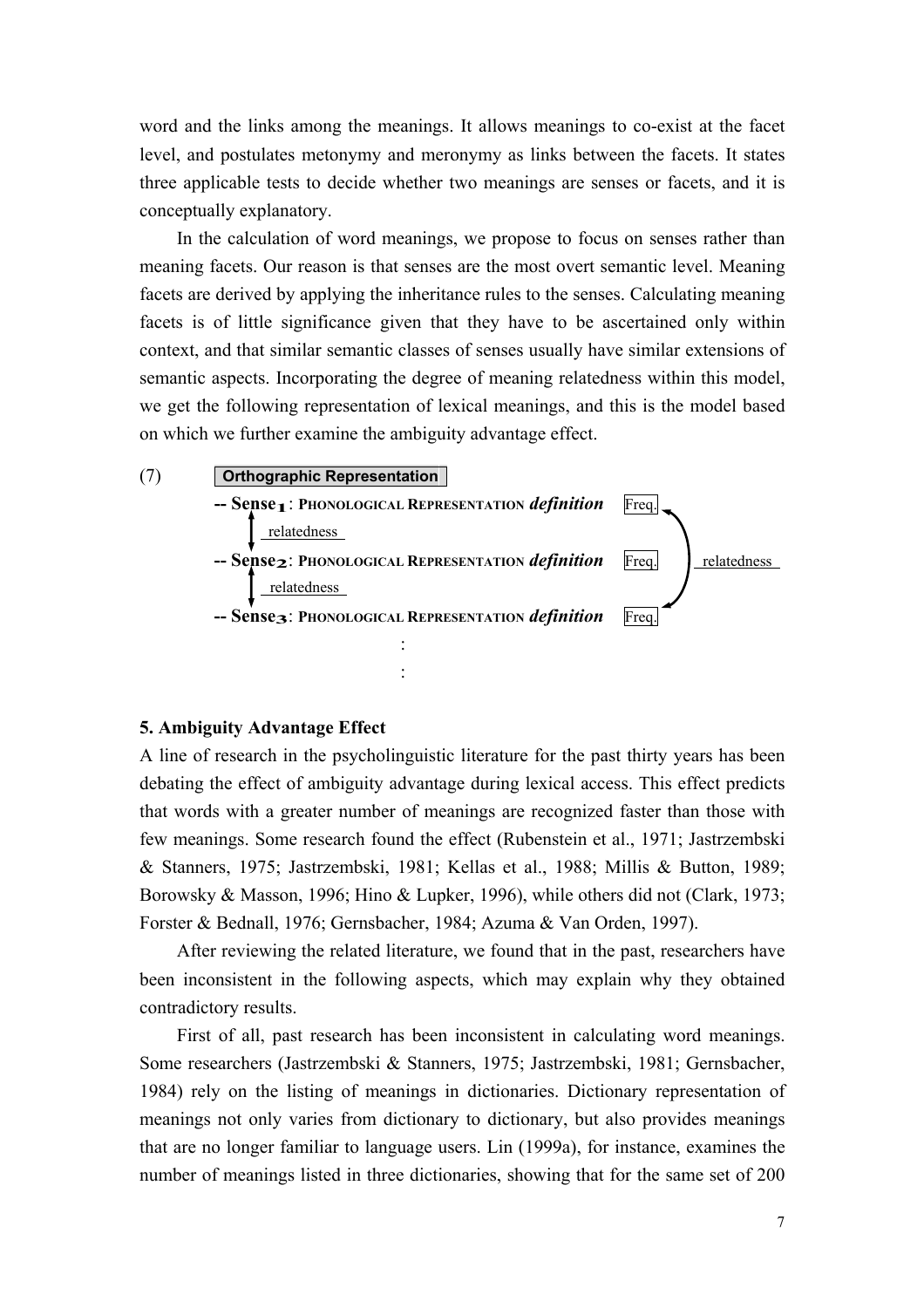word and the links among the meanings. It allows meanings to co-exist at the facet level, and postulates metonymy and meronymy as links between the facets. It states three applicable tests to decide whether two meanings are senses or facets, and it is conceptually explanatory.

In the calculation of word meanings, we propose to focus on senses rather than meaning facets. Our reason is that senses are the most overt semantic level. Meaning facets are derived by applying the inheritance rules to the senses. Calculating meaning facets is of little significance given that they have to be ascertained only within context, and that similar semantic classes of senses usually have similar extensions of semantic aspects. Incorporating the degree of meaning relatedness within this model, we get the following representation of lexical meanings, and this is the model based on which we further examine the ambiguity advantage effect.

(7) **Orthographic Representation**

**-- Sense$_1$**: PHONOLOGICAL REPRESENTATION ***definition*** Freq.

relatedness

**-- Sense$_2$**: PHONOLOGICAL REPRESENTATION ***definition*** Freq. relatedness

relatedness

**-- Sense$_3$**: PHONOLOGICAL REPRESENTATION ***definition*** Freq.

:

:

### 5. Ambiguity Advantage Effect

A line of research in the psycholinguistic literature for the past thirty years has been debating the effect of ambiguity advantage during lexical access. This effect predicts that words with a greater number of meanings are recognized faster than those with few meanings. Some research found the effect (Rubenstein et al., 1971; Jastrzembski & Stanners, 1975; Jastrzembski, 1981; Kellas et al., 1988; Millis & Button, 1989; Borowsky & Masson, 1996; Hino & Lupker, 1996), while others did not (Clark, 1973; Forster & Bednall, 1976; Gernsbacher, 1984; Azuma & Van Orden, 1997).

After reviewing the related literature, we found that in the past, researchers have been inconsistent in the following aspects, which may explain why they obtained contradictory results.

First of all, past research has been inconsistent in calculating word meanings. Some researchers (Jastrzembski & Stanners, 1975; Jastrzembski, 1981; Gernsbacher, 1984) rely on the listing of meanings in dictionaries. Dictionary representation of meanings not only varies from dictionary to dictionary, but also provides meanings that are no longer familiar to language users. Lin (1999a), for instance, examines the number of meanings listed in three dictionaries, showing that for the same set of 200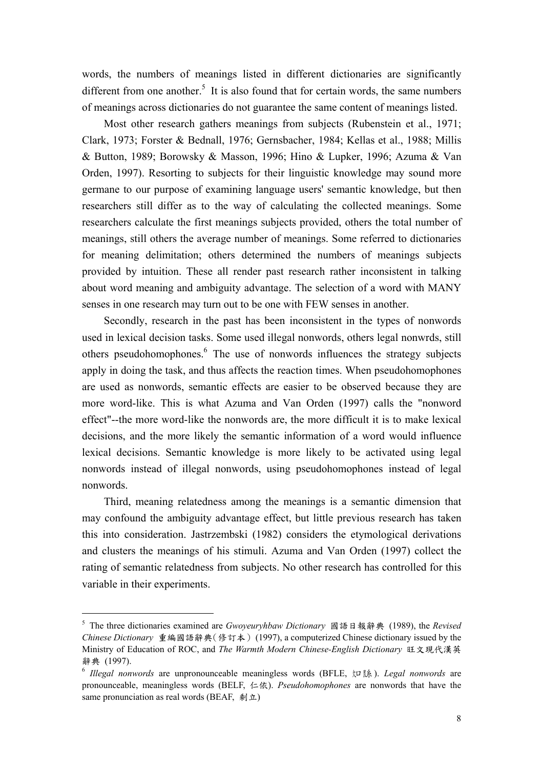words, the numbers of meanings listed in different dictionaries are significantly different from one another.[5] It is also found that for certain words, the same numbers of meanings across dictionaries do not guarantee the same content of meanings listed.

Most other research gathers meanings from subjects (Rubenstein et al., 1971; Clark, 1973; Forster & Bednall, 1976; Gernsbacher, 1984; Kellas et al., 1988; Millis & Button, 1989; Borowsky & Masson, 1996; Hino & Lupker, 1996; Azuma & Van Orden, 1997). Resorting to subjects for their linguistic knowledge may sound more germane to our purpose of examining language users' semantic knowledge, but then researchers still differ as to the way of calculating the collected meanings. Some researchers calculate the first meanings subjects provided, others the total number of meanings, still others the average number of meanings. Some referred to dictionaries for meaning delimitation; others determined the numbers of meanings subjects provided by intuition. These all render past research rather inconsistent in talking about word meaning and ambiguity advantage. The selection of a word with MANY senses in one research may turn out to be one with FEW senses in another.

Secondly, research in the past has been inconsistent in the types of nonwords used in lexical decision tasks. Some used illegal nonwords, others legal nonwrds, still others pseudohomophones.[6] The use of nonwords influences the strategy subjects apply in doing the task, and thus affects the reaction times. When pseudohomophones are used as nonwords, semantic effects are easier to be observed because they are more word-like. This is what Azuma and Van Orden (1997) calls the "nonword effect"--the more word-like the nonwords are, the more difficult it is to make lexical decisions, and the more likely the semantic information of a word would influence lexical decisions. Semantic knowledge is more likely to be activated using legal nonwords instead of illegal nonwords, using pseudohomophones instead of legal nonwords.

Third, meaning relatedness among the meanings is a semantic dimension that may confound the ambiguity advantage effect, but little previous research has taken this into consideration. Jastrzembski (1982) considers the etymological derivations and clusters the meanings of his stimuli. Azuma and Van Orden (1997) collect the rating of semantic relatedness from subjects. No other research has controlled for this variable in their experiments.

---

[5] The three dictionaries examined are *Gwoyeuryhbaw Dictionary* 國語日報辭典 (1989), the *Revised Chinese Dictionary* 重編國語辭典(修訂本) (1997), a computerized Chinese dictionary issued by the Ministry of Education of ROC, and *The Warmth Modern Chinese-English Dictionary* 旺文現代漢英辭典 (1997).

[6] *Illegal nonwords* are unpronounceable meaningless words (BFLE, 口縣). *Legal nonwords* are pronounceable, meaningless words (BELF, 仁依). *Pseudohomophones* are nonwords that have the same pronunciation as real words (BEAF, 剩立)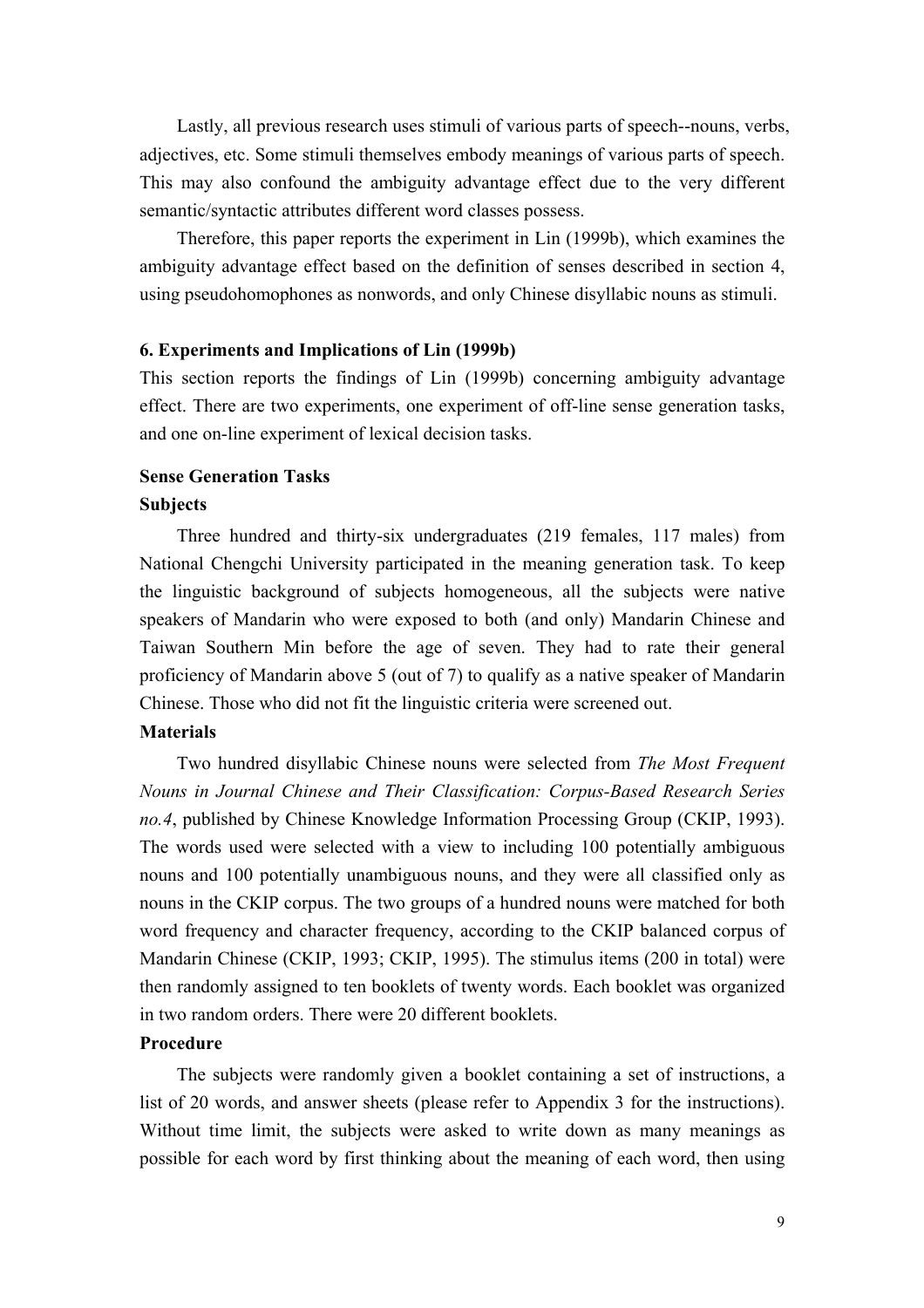Lastly, all previous research uses stimuli of various parts of speech--nouns, verbs, adjectives, etc. Some stimuli themselves embody meanings of various parts of speech. This may also confound the ambiguity advantage effect due to the very different semantic/syntactic attributes different word classes possess.

Therefore, this paper reports the experiment in Lin (1999b), which examines the ambiguity advantage effect based on the definition of senses described in section 4, using pseudohomophones as nonwords, and only Chinese disyllabic nouns as stimuli.

## 6. Experiments and Implications of Lin (1999b)

This section reports the findings of Lin (1999b) concerning ambiguity advantage effect. There are two experiments, one experiment of off-line sense generation tasks, and one on-line experiment of lexical decision tasks.

### Sense Generation Tasks

#### Subjects

Three hundred and thirty-six undergraduates (219 females, 117 males) from National Chengchi University participated in the meaning generation task. To keep the linguistic background of subjects homogeneous, all the subjects were native speakers of Mandarin who were exposed to both (and only) Mandarin Chinese and Taiwan Southern Min before the age of seven. They had to rate their general proficiency of Mandarin above 5 (out of 7) to qualify as a native speaker of Mandarin Chinese. Those who did not fit the linguistic criteria were screened out.

#### Materials

Two hundred disyllabic Chinese nouns were selected from *The Most Frequent Nouns in Journal Chinese and Their Classification: Corpus-Based Research Series no.4*, published by Chinese Knowledge Information Processing Group (CKIP, 1993). The words used were selected with a view to including 100 potentially ambiguous nouns and 100 potentially unambiguous nouns, and they were all classified only as nouns in the CKIP corpus. The two groups of a hundred nouns were matched for both word frequency and character frequency, according to the CKIP balanced corpus of Mandarin Chinese (CKIP, 1993; CKIP, 1995). The stimulus items (200 in total) were then randomly assigned to ten booklets of twenty words. Each booklet was organized in two random orders. There were 20 different booklets.

#### Procedure

The subjects were randomly given a booklet containing a set of instructions, a list of 20 words, and answer sheets (please refer to Appendix 3 for the instructions). Without time limit, the subjects were asked to write down as many meanings as possible for each word by first thinking about the meaning of each word, then using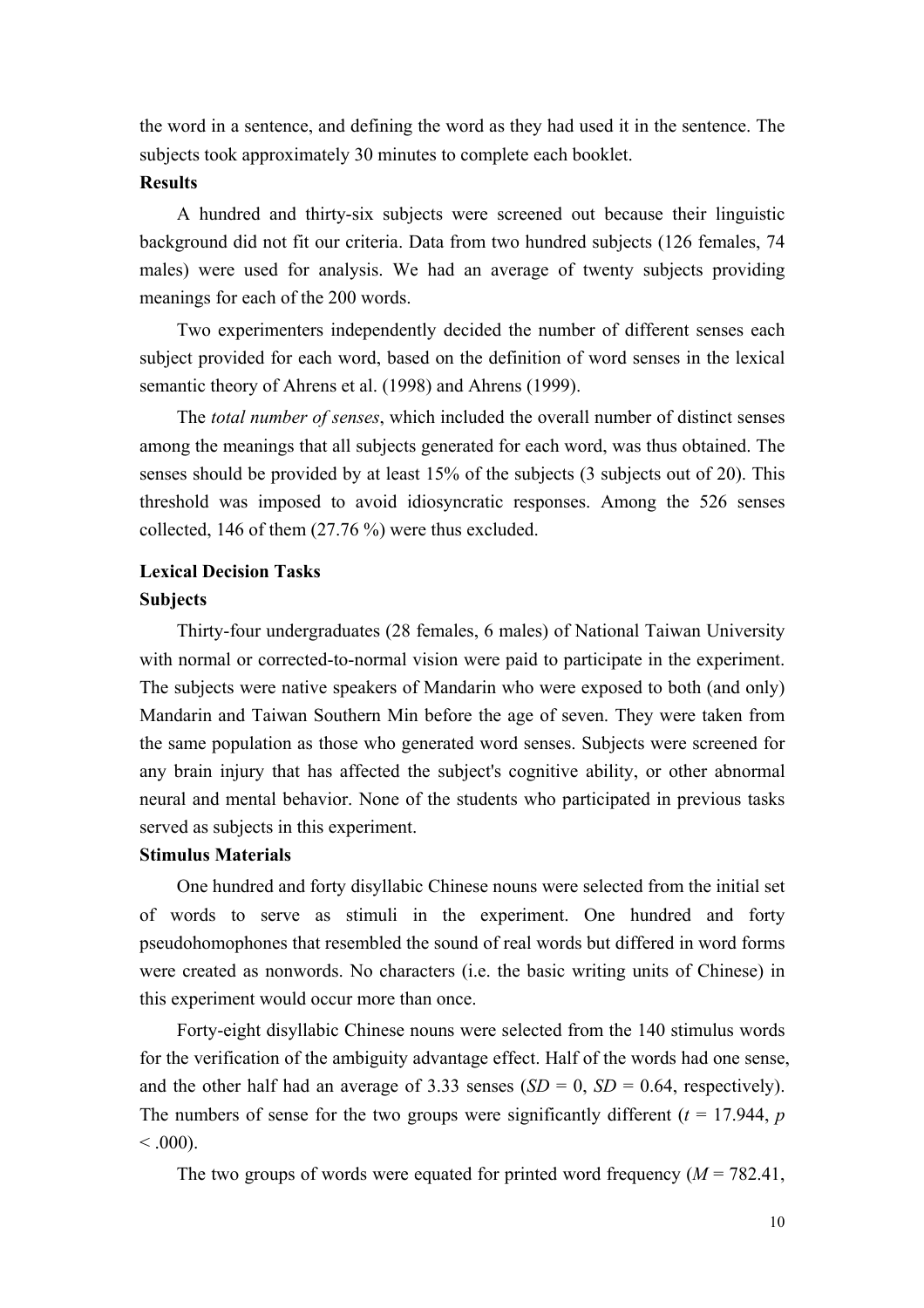the word in a sentence, and defining the word as they had used it in the sentence. The subjects took approximately 30 minutes to complete each booklet.

**Results**

A hundred and thirty-six subjects were screened out because their linguistic background did not fit our criteria. Data from two hundred subjects (126 females, 74 males) were used for analysis. We had an average of twenty subjects providing meanings for each of the 200 words.

Two experimenters independently decided the number of different senses each subject provided for each word, based on the definition of word senses in the lexical semantic theory of Ahrens et al. (1998) and Ahrens (1999).

The *total number of senses*, which included the overall number of distinct senses among the meanings that all subjects generated for each word, was thus obtained. The senses should be provided by at least 15% of the subjects (3 subjects out of 20). This threshold was imposed to avoid idiosyncratic responses. Among the 526 senses collected, 146 of them (27.76 %) were thus excluded.

**Lexical Decision Tasks**

**Subjects**

Thirty-four undergraduates (28 females, 6 males) of National Taiwan University with normal or corrected-to-normal vision were paid to participate in the experiment. The subjects were native speakers of Mandarin who were exposed to both (and only) Mandarin and Taiwan Southern Min before the age of seven. They were taken from the same population as those who generated word senses. Subjects were screened for any brain injury that has affected the subject's cognitive ability, or other abnormal neural and mental behavior. None of the students who participated in previous tasks served as subjects in this experiment.

**Stimulus Materials**

One hundred and forty disyllabic Chinese nouns were selected from the initial set of words to serve as stimuli in the experiment. One hundred and forty pseudohomophones that resembled the sound of real words but differed in word forms were created as nonwords. No characters (i.e. the basic writing units of Chinese) in this experiment would occur more than once.

Forty-eight disyllabic Chinese nouns were selected from the 140 stimulus words for the verification of the ambiguity advantage effect. Half of the words had one sense, and the other half had an average of 3.33 senses ($SD$ = 0, $SD$ = 0.64, respectively). The numbers of sense for the two groups were significantly different ($t$ = 17.944, $p$ < .000).

The two groups of words were equated for printed word frequency ($M$ = 782.41,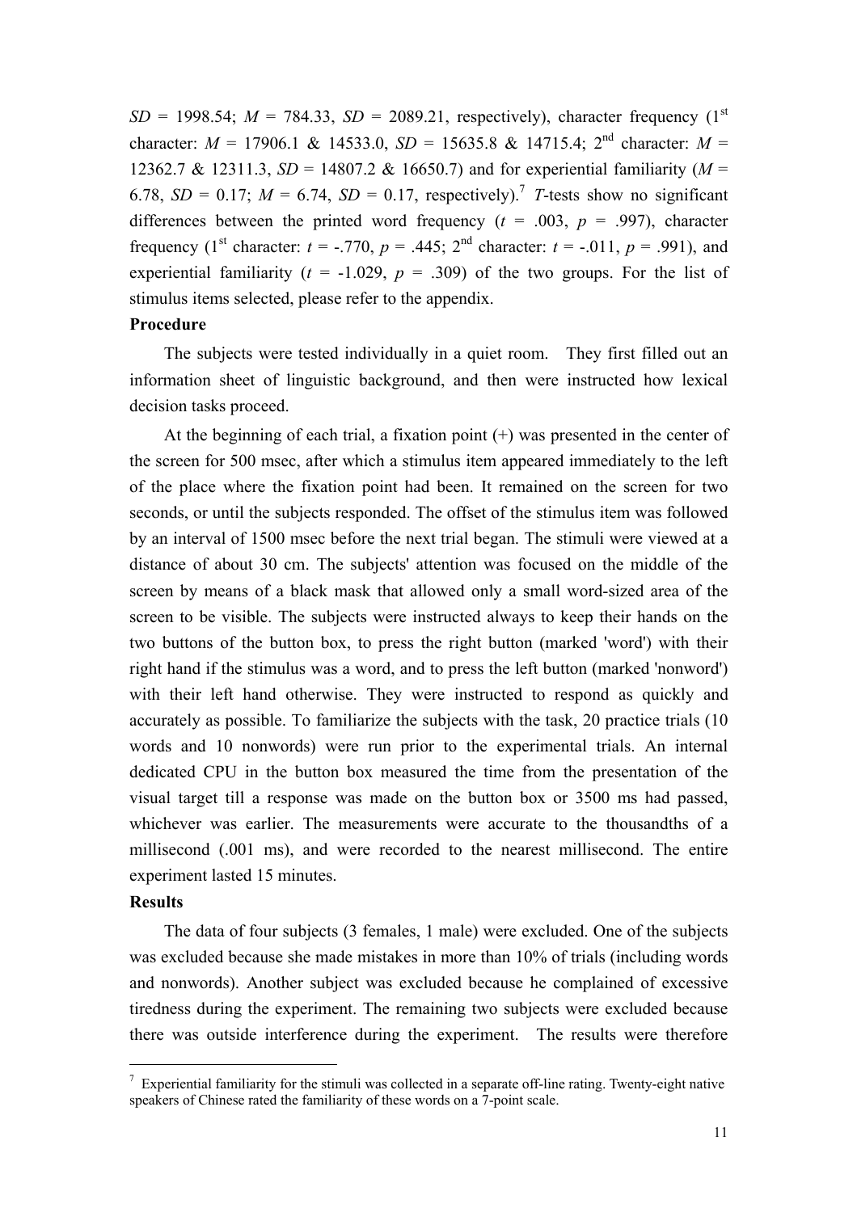*SD* = 1998.54; *M* = 784.33, *SD* = 2089.21, respectively), character frequency (1st character: *M* = 17906.1 & 14533.0, *SD* = 15635.8 & 14715.4; 2nd character: *M* = 12362.7 & 12311.3, *SD* = 14807.2 & 16650.7) and for experiential familiarity (*M* = 6.78, *SD* = 0.17; *M* = 6.74, *SD* = 0.17, respectively).[7] *T*-tests show no significant differences between the printed word frequency ($t$ = .003, $p$ = .997), character frequency (1st character: $t$ = -.770, $p$ = .445; 2nd character: $t$ = -.011, $p$ = .991), and experiential familiarity ($t$ = -1.029, $p$ = .309) of the two groups. For the list of stimulus items selected, please refer to the appendix.

**Procedure**

The subjects were tested individually in a quiet room. They first filled out an information sheet of linguistic background, and then were instructed how lexical decision tasks proceed.

At the beginning of each trial, a fixation point (+) was presented in the center of the screen for 500 msec, after which a stimulus item appeared immediately to the left of the place where the fixation point had been. It remained on the screen for two seconds, or until the subjects responded. The offset of the stimulus item was followed by an interval of 1500 msec before the next trial began. The stimuli were viewed at a distance of about 30 cm. The subjects' attention was focused on the middle of the screen by means of a black mask that allowed only a small word-sized area of the screen to be visible. The subjects were instructed always to keep their hands on the two buttons of the button box, to press the right button (marked 'word') with their right hand if the stimulus was a word, and to press the left button (marked 'nonword') with their left hand otherwise. They were instructed to respond as quickly and accurately as possible. To familiarize the subjects with the task, 20 practice trials (10 words and 10 nonwords) were run prior to the experimental trials. An internal dedicated CPU in the button box measured the time from the presentation of the visual target till a response was made on the button box or 3500 ms had passed, whichever was earlier. The measurements were accurate to the thousandths of a millisecond (.001 ms), and were recorded to the nearest millisecond. The entire experiment lasted 15 minutes.

**Results**

The data of four subjects (3 females, 1 male) were excluded. One of the subjects was excluded because she made mistakes in more than 10% of trials (including words and nonwords). Another subject was excluded because he complained of excessive tiredness during the experiment. The remaining two subjects were excluded because there was outside interference during the experiment. The results were therefore

---

[7] Experiential familiarity for the stimuli was collected in a separate off-line rating. Twenty-eight native speakers of Chinese rated the familiarity of these words on a 7-point scale.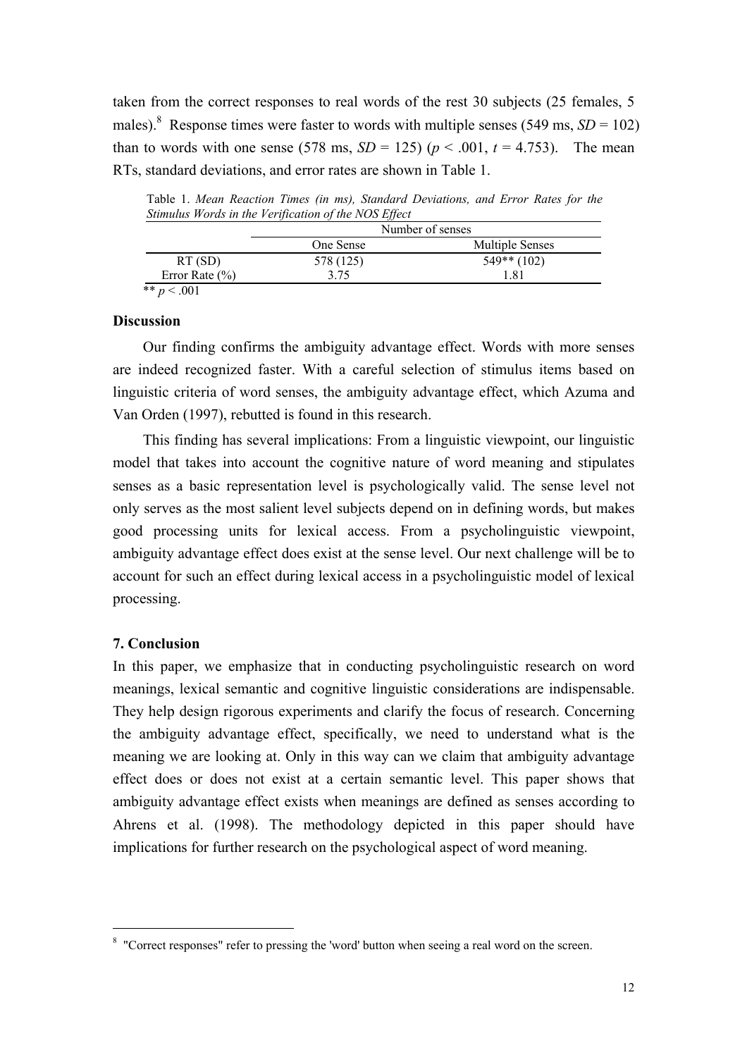taken from the correct responses to real words of the rest 30 subjects (25 females, 5 males).[8] Response times were faster to words with multiple senses (549 ms, *SD* = 102) than to words with one sense (578 ms, *SD* = 125) ($p < .001$, $t = 4.753$). The mean RTs, standard deviations, and error rates are shown in Table 1.

Table 1. *Mean Reaction Times (in ms), Standard Deviations, and Error Rates for the Stimulus Words in the Verification of the NOS Effect*

| | Number of senses | |
|---|---|---|
| | One Sense | Multiple Senses |
| RT (SD) | 578 (125) | 549** (102) |
| Error Rate (%) | 3.75 | 1.81 |

** $p < .001$

**Discussion**

Our finding confirms the ambiguity advantage effect. Words with more senses are indeed recognized faster. With a careful selection of stimulus items based on linguistic criteria of word senses, the ambiguity advantage effect, which Azuma and Van Orden (1997), rebutted is found in this research.

This finding has several implications: From a linguistic viewpoint, our linguistic model that takes into account the cognitive nature of word meaning and stipulates senses as a basic representation level is psychologically valid. The sense level not only serves as the most salient level subjects depend on in defining words, but makes good processing units for lexical access. From a psycholinguistic viewpoint, ambiguity advantage effect does exist at the sense level. Our next challenge will be to account for such an effect during lexical access in a psycholinguistic model of lexical processing.

## 7. Conclusion

In this paper, we emphasize that in conducting psycholinguistic research on word meanings, lexical semantic and cognitive linguistic considerations are indispensable. They help design rigorous experiments and clarify the focus of research. Concerning the ambiguity advantage effect, specifically, we need to understand what is the meaning we are looking at. Only in this way can we claim that ambiguity advantage effect does or does not exist at a certain semantic level. This paper shows that ambiguity advantage effect exists when meanings are defined as senses according to Ahrens et al. (1998). The methodology depicted in this paper should have implications for further research on the psychological aspect of word meaning.

---

[8] "Correct responses" refer to pressing the 'word' button when seeing a real word on the screen.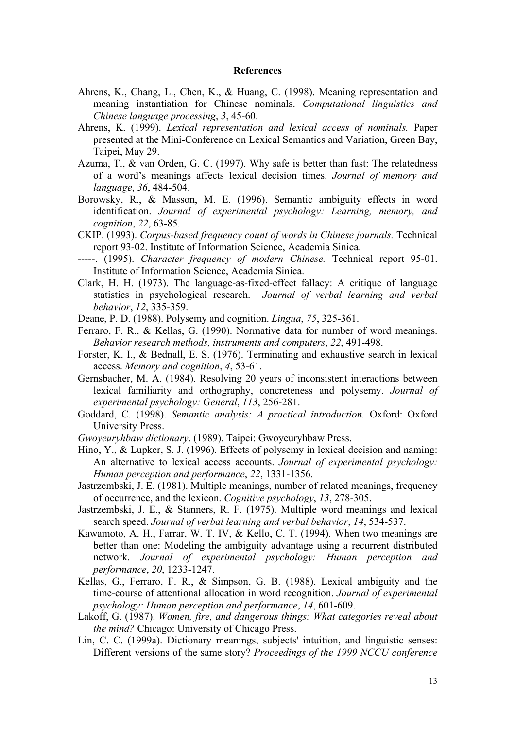# References

Ahrens, K., Chang, L., Chen, K., & Huang, C. (1998). Meaning representation and meaning instantiation for Chinese nominals. *Computational linguistics and Chinese language processing*, *3*, 45-60.

Ahrens, K. (1999). *Lexical representation and lexical access of nominals.* Paper presented at the Mini-Conference on Lexical Semantics and Variation, Green Bay, Taipei, May 29.

Azuma, T., & van Orden, G. C. (1997). Why safe is better than fast: The relatedness of a word's meanings affects lexical decision times. *Journal of memory and language*, *36*, 484-504.

Borowsky, R., & Masson, M. E. (1996). Semantic ambiguity effects in word identification. *Journal of experimental psychology: Learning, memory, and cognition*, *22*, 63-85.

CKIP. (1993). *Corpus-based frequency count of words in Chinese journals.* Technical report 93-02. Institute of Information Science, Academia Sinica.

-----. (1995). *Character frequency of modern Chinese.* Technical report 95-01. Institute of Information Science, Academia Sinica.

Clark, H. H. (1973). The language-as-fixed-effect fallacy: A critique of language statistics in psychological research. *Journal of verbal learning and verbal behavior*, *12*, 335-359.

Deane, P. D. (1988). Polysemy and cognition. *Lingua*, *75*, 325-361.

Ferraro, F. R., & Kellas, G. (1990). Normative data for number of word meanings. *Behavior research methods, instruments and computers*, *22*, 491-498.

Forster, K. I., & Bednall, E. S. (1976). Terminating and exhaustive search in lexical access. *Memory and cognition*, *4*, 53-61.

Gernsbacher, M. A. (1984). Resolving 20 years of inconsistent interactions between lexical familiarity and orthography, concreteness and polysemy. *Journal of experimental psychology: General*, *113*, 256-281.

Goddard, C. (1998). *Semantic analysis: A practical introduction.* Oxford: Oxford University Press.

*Gwoyeuryhbaw dictionary*. (1989). Taipei: Gwoyeuryhbaw Press.

Hino, Y., & Lupker, S. J. (1996). Effects of polysemy in lexical decision and naming: An alternative to lexical access accounts. *Journal of experimental psychology: Human perception and performance*, *22*, 1331-1356.

Jastrzembski, J. E. (1981). Multiple meanings, number of related meanings, frequency of occurrence, and the lexicon. *Cognitive psychology*, *13*, 278-305.

Jastrzembski, J. E., & Stanners, R. F. (1975). Multiple word meanings and lexical search speed. *Journal of verbal learning and verbal behavior*, *14*, 534-537.

Kawamoto, A. H., Farrar, W. T. IV, & Kello, C. T. (1994). When two meanings are better than one: Modeling the ambiguity advantage using a recurrent distributed network. *Journal of experimental psychology: Human perception and performance*, *20*, 1233-1247.

Kellas, G., Ferraro, F. R., & Simpson, G. B. (1988). Lexical ambiguity and the time-course of attentional allocation in word recognition. *Journal of experimental psychology: Human perception and performance*, *14*, 601-609.

Lakoff, G. (1987). *Women, fire, and dangerous things: What categories reveal about the mind?* Chicago: University of Chicago Press.

Lin, C. C. (1999a). Dictionary meanings, subjects' intuition, and linguistic senses: Different versions of the same story? *Proceedings of the 1999 NCCU conference*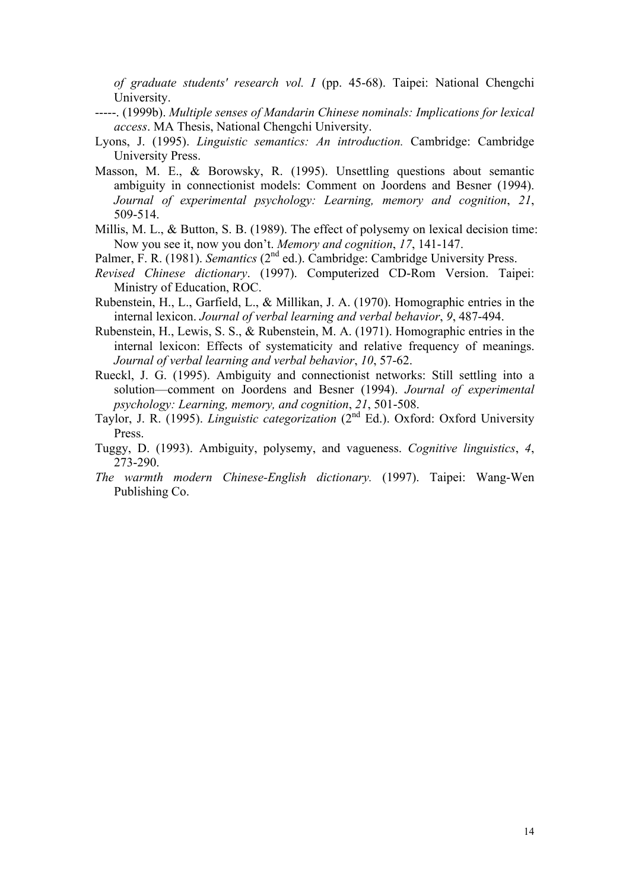*of graduate students' research vol. I* (pp. 45-68). Taipei: National Chengchi University.

-----. (1999b). *Multiple senses of Mandarin Chinese nominals: Implications for lexical access*. MA Thesis, National Chengchi University.

Lyons, J. (1995). *Linguistic semantics: An introduction.* Cambridge: Cambridge University Press.

Masson, M. E., & Borowsky, R. (1995). Unsettling questions about semantic ambiguity in connectionist models: Comment on Joordens and Besner (1994). *Journal of experimental psychology: Learning, memory and cognition*, *21*, 509-514.

Millis, M. L., & Button, S. B. (1989). The effect of polysemy on lexical decision time: Now you see it, now you don't. *Memory and cognition*, *17*, 141-147.

Palmer, F. R. (1981). *Semantics* (2nd ed.). Cambridge: Cambridge University Press.

*Revised Chinese dictionary*. (1997). Computerized CD-Rom Version. Taipei: Ministry of Education, ROC.

Rubenstein, H., L., Garfield, L., & Millikan, J. A. (1970). Homographic entries in the internal lexicon. *Journal of verbal learning and verbal behavior*, *9*, 487-494.

Rubenstein, H., Lewis, S. S., & Rubenstein, M. A. (1971). Homographic entries in the internal lexicon: Effects of systematicity and relative frequency of meanings. *Journal of verbal learning and verbal behavior*, *10*, 57-62.

Rueckl, J. G. (1995). Ambiguity and connectionist networks: Still settling into a solution—comment on Joordens and Besner (1994). *Journal of experimental psychology: Learning, memory, and cognition*, *21*, 501-508.

Taylor, J. R. (1995). *Linguistic categorization* (2nd Ed.). Oxford: Oxford University Press.

Tuggy, D. (1993). Ambiguity, polysemy, and vagueness. *Cognitive linguistics*, *4*, 273-290.

*The warmth modern Chinese-English dictionary.* (1997). Taipei: Wang-Wen Publishing Co.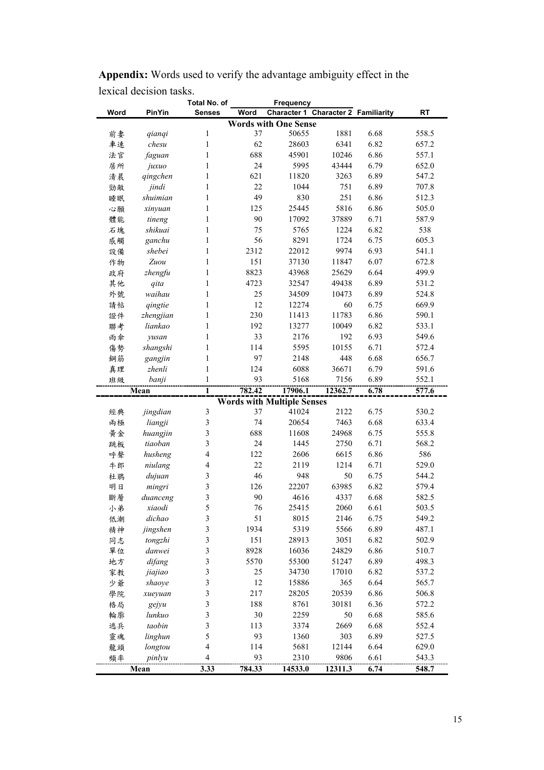**Appendix:** Words used to verify the advantage ambiguity effect in the lexical decision tasks.

| Word | PinYin | Total No. of Senses | Frequency | | | Familiarity | RT |
|---|---|---|---|---|---|---|---|
| | | | Word | Character 1 | Character 2 | | |
| **Words with One Sense** | | | | | | | |
| 前妻 | *qianqi* | 1 | 37 | 50655 | 1881 | 6.68 | 558.5 |
| 車速 | *chesu* | 1 | 62 | 28603 | 6341 | 6.82 | 657.2 |
| 法官 | *faguan* | 1 | 688 | 45901 | 10246 | 6.86 | 557.1 |
| 居所 | *juxuo* | 1 | 24 | 5995 | 43444 | 6.79 | 652.0 |
| 清晨 | *qingchen* | 1 | 621 | 11820 | 3263 | 6.89 | 547.2 |
| 勁敵 | *jindi* | 1 | 22 | 1044 | 751 | 6.89 | 707.8 |
| 睡眠 | *shuimian* | 1 | 49 | 830 | 251 | 6.86 | 512.3 |
| 心願 | *xinyuan* | 1 | 125 | 25445 | 5816 | 6.86 | 505.0 |
| 體能 | *tineng* | 1 | 90 | 17092 | 37889 | 6.71 | 587.9 |
| 石塊 | *shikuai* | 1 | 75 | 5765 | 1224 | 6.82 | 538 |
| 感觸 | *ganchu* | 1 | 56 | 8291 | 1724 | 6.75 | 605.3 |
| 設備 | *shebei* | 1 | 2312 | 22012 | 9974 | 6.93 | 541.1 |
| 作物 | *Zuou* | 1 | 151 | 37130 | 11847 | 6.07 | 672.8 |
| 政府 | *zhengfu* | 1 | 8823 | 43968 | 25629 | 6.64 | 499.9 |
| 其他 | *qita* | 1 | 4723 | 32547 | 49438 | 6.89 | 531.2 |
| 外號 | *waihau* | 1 | 25 | 34509 | 10473 | 6.89 | 524.8 |
| 請帖 | *qingtie* | 1 | 12 | 12274 | 60 | 6.75 | 669.9 |
| 證件 | *zhengjian* | 1 | 230 | 11413 | 11783 | 6.86 | 590.1 |
| 聯考 | *liankao* | 1 | 192 | 13277 | 10049 | 6.82 | 533.1 |
| 雨傘 | *yusan* | 1 | 33 | 2176 | 192 | 6.93 | 549.6 |
| 傷勢 | *shangshi* | 1 | 114 | 5595 | 10155 | 6.71 | 572.4 |
| 鋼筋 | *gangjin* | 1 | 97 | 2148 | 448 | 6.68 | 656.7 |
| 真理 | *zhenli* | 1 | 124 | 6088 | 36671 | 6.79 | 591.6 |
| 班級 | *banji* | 1 | 93 | 5168 | 7156 | 6.89 | 552.1 |
| **Mean** | | **1** | **782.42** | **17906.1** | **12362.7** | **6.78** | **577.6** |
| **Words with Multiple Senses** | | | | | | | |
| 經典 | *jingdian* | 3 | 37 | 41024 | 2122 | 6.75 | 530.2 |
| 兩極 | *liangji* | 3 | 74 | 20654 | 7463 | 6.68 | 633.4 |
| 黃金 | *huangjin* | 3 | 688 | 11608 | 24968 | 6.75 | 555.8 |
| 跳板 | *tiaoban* | 3 | 24 | 1445 | 2750 | 6.71 | 568.2 |
| 呼聲 | *husheng* | 4 | 122 | 2606 | 6615 | 6.86 | 586 |
| 牛郎 | *niulang* | 4 | 22 | 2119 | 1214 | 6.71 | 529.0 |
| 杜鵑 | *dujuan* | 3 | 46 | 948 | 50 | 6.75 | 544.2 |
| 明日 | *mingri* | 3 | 126 | 22207 | 63985 | 6.82 | 579.4 |
| 斷層 | *duanceng* | 3 | 90 | 4616 | 4337 | 6.68 | 582.5 |
| 小弟 | *xiaodi* | 5 | 76 | 25415 | 2060 | 6.61 | 503.5 |
| 低潮 | *dichao* | 3 | 51 | 8015 | 2146 | 6.75 | 549.2 |
| 精神 | *jingshen* | 3 | 1934 | 5319 | 5566 | 6.89 | 487.1 |
| 同志 | *tongzhi* | 3 | 151 | 28913 | 3051 | 6.82 | 502.9 |
| 單位 | *danwei* | 3 | 8928 | 16036 | 24829 | 6.86 | 510.7 |
| 地方 | *difang* | 3 | 5570 | 55300 | 51247 | 6.89 | 498.3 |
| 家教 | *jiajiao* | 3 | 25 | 34730 | 17010 | 6.82 | 537.2 |
| 少爺 | *shaoye* | 3 | 12 | 15886 | 365 | 6.64 | 565.7 |
| 學院 | *xueyuan* | 3 | 217 | 28205 | 20539 | 6.86 | 506.8 |
| 格局 | *gejyu* | 3 | 188 | 8761 | 30181 | 6.36 | 572.2 |
| 輪廓 | *lunkuo* | 3 | 30 | 2259 | 50 | 6.68 | 585.6 |
| 逃兵 | *taobin* | 3 | 113 | 3374 | 2669 | 6.68 | 552.4 |
| 靈魂 | *linghun* | 5 | 93 | 1360 | 303 | 6.89 | 527.5 |
| 龍頭 | *longtou* | 4 | 114 | 5681 | 12144 | 6.64 | 629.0 |
| 頻率 | *pinlyu* | 4 | 93 | 2310 | 9806 | 6.61 | 543.3 |
| **Mean** | | **3.33** | **784.33** | **14533.0** | **12311.3** | **6.74** | **548.7** |